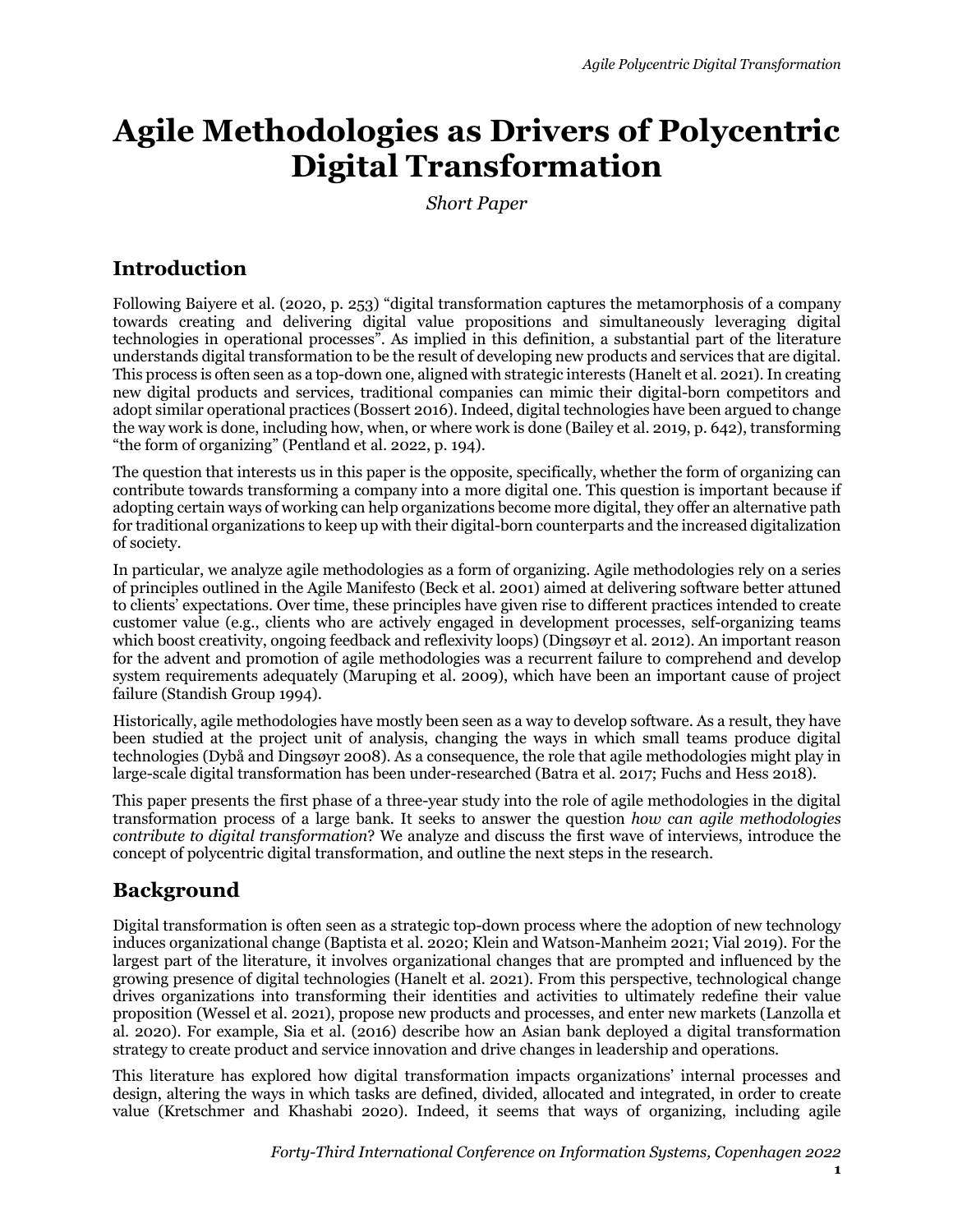# Agile Methodologies as Drivers of Polycentric Digital Transformation

*Short Paper*

## Introduction

Following Baiyere et al. (2020, p. 253) "digital transformation captures the metamorphosis of a company towards creating and delivering digital value propositions and simultaneously leveraging digital technologies in operational processes". As implied in this definition, a substantial part of the literature understands digital transformation to be the result of developing new products and services that are digital. This process is often seen as a top-down one, aligned with strategic interests (Hanelt et al. 2021). In creating new digital products and services, traditional companies can mimic their digital-born competitors and adopt similar operational practices (Bossert 2016). Indeed, digital technologies have been argued to change the way work is done, including how, when, or where work is done (Bailey et al. 2019, p. 642), transforming "the form of organizing" (Pentland et al. 2022, p. 194).

The question that interests us in this paper is the opposite, specifically, whether the form of organizing can contribute towards transforming a company into a more digital one. This question is important because if adopting certain ways of working can help organizations become more digital, they offer an alternative path for traditional organizations to keep up with their digital-born counterparts and the increased digitalization of society.

In particular, we analyze agile methodologies as a form of organizing. Agile methodologies rely on a series of principles outlined in the Agile Manifesto (Beck et al. 2001) aimed at delivering software better attuned to clients' expectations. Over time, these principles have given rise to different practices intended to create customer value (e.g., clients who are actively engaged in development processes, self-organizing teams which boost creativity, ongoing feedback and reflexivity loops) (Dingsøyr et al. 2012). An important reason for the advent and promotion of agile methodologies was a recurrent failure to comprehend and develop system requirements adequately (Maruping et al. 2009), which have been an important cause of project failure (Standish Group 1994).

Historically, agile methodologies have mostly been seen as a way to develop software. As a result, they have been studied at the project unit of analysis, changing the ways in which small teams produce digital technologies (Dybå and Dingsøyr 2008). As a consequence, the role that agile methodologies might play in large-scale digital transformation has been under-researched (Batra et al. 2017; Fuchs and Hess 2018).

This paper presents the first phase of a three-year study into the role of agile methodologies in the digital transformation process of a large bank. It seeks to answer the question *how can agile methodologies contribute to digital transformation*? We analyze and discuss the first wave of interviews, introduce the concept of polycentric digital transformation, and outline the next steps in the research.

## Background

Digital transformation is often seen as a strategic top-down process where the adoption of new technology induces organizational change (Baptista et al. 2020; Klein and Watson-Manheim 2021; Vial 2019). For the largest part of the literature, it involves organizational changes that are prompted and influenced by the growing presence of digital technologies (Hanelt et al. 2021). From this perspective, technological change drives organizations into transforming their identities and activities to ultimately redefine their value proposition (Wessel et al. 2021), propose new products and processes, and enter new markets (Lanzolla et al. 2020). For example, Sia et al. (2016) describe how an Asian bank deployed a digital transformation strategy to create product and service innovation and drive changes in leadership and operations.

This literature has explored how digital transformation impacts organizations' internal processes and design, altering the ways in which tasks are defined, divided, allocated and integrated, in order to create value (Kretschmer and Khashabi 2020). Indeed, it seems that ways of organizing, including agile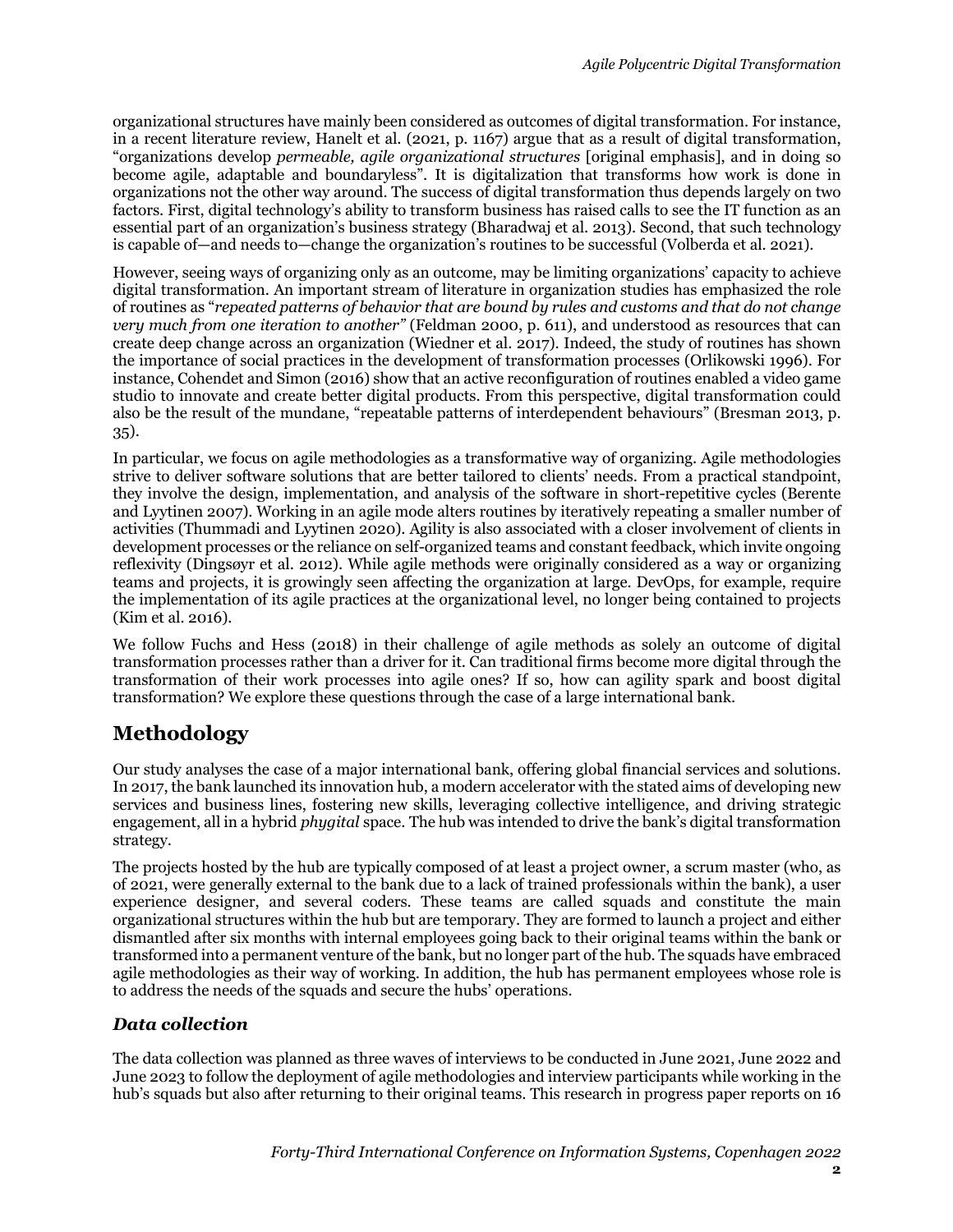organizational structures have mainly been considered as outcomes of digital transformation. For instance, in a recent literature review, Hanelt et al. (2021, p. 1167) argue that as a result of digital transformation, "organizations develop *permeable, agile organizational structures* [original emphasis], and in doing so become agile, adaptable and boundaryless". It is digitalization that transforms how work is done in organizations not the other way around. The success of digital transformation thus depends largely on two factors. First, digital technology's ability to transform business has raised calls to see the IT function as an essential part of an organization's business strategy (Bharadwaj et al. 2013). Second, that such technology is capable of—and needs to—change the organization's routines to be successful (Volberda et al. 2021).

However, seeing ways of organizing only as an outcome, may be limiting organizations' capacity to achieve digital transformation. An important stream of literature in organization studies has emphasized the role of routines as "*repeated patterns of behavior that are bound by rules and customs and that do not change very much from one iteration to another"* (Feldman 2000, p. 611), and understood as resources that can create deep change across an organization (Wiedner et al. 2017). Indeed, the study of routines has shown the importance of social practices in the development of transformation processes (Orlikowski 1996). For instance, Cohendet and Simon (2016) show that an active reconfiguration of routines enabled a video game studio to innovate and create better digital products. From this perspective, digital transformation could also be the result of the mundane, "repeatable patterns of interdependent behaviours" (Bresman 2013, p. 35).

In particular, we focus on agile methodologies as a transformative way of organizing. Agile methodologies strive to deliver software solutions that are better tailored to clients' needs. From a practical standpoint, they involve the design, implementation, and analysis of the software in short-repetitive cycles (Berente and Lyytinen 2007). Working in an agile mode alters routines by iteratively repeating a smaller number of activities (Thummadi and Lyytinen 2020). Agility is also associated with a closer involvement of clients in development processes or the reliance on self-organized teams and constant feedback, which invite ongoing reflexivity (Dingsøyr et al. 2012). While agile methods were originally considered as a way or organizing teams and projects, it is growingly seen affecting the organization at large. DevOps, for example, require the implementation of its agile practices at the organizational level, no longer being contained to projects (Kim et al. 2016).

We follow Fuchs and Hess (2018) in their challenge of agile methods as solely an outcome of digital transformation processes rather than a driver for it. Can traditional firms become more digital through the transformation of their work processes into agile ones? If so, how can agility spark and boost digital transformation? We explore these questions through the case of a large international bank.

## Methodology

Our study analyses the case of a major international bank, offering global financial services and solutions. In 2017, the bank launched its innovation hub, a modern accelerator with the stated aims of developing new services and business lines, fostering new skills, leveraging collective intelligence, and driving strategic engagement, all in a hybrid *phygital* space. The hub was intended to drive the bank's digital transformation strategy.

The projects hosted by the hub are typically composed of at least a project owner, a scrum master (who, as of 2021, were generally external to the bank due to a lack of trained professionals within the bank), a user experience designer, and several coders. These teams are called squads and constitute the main organizational structures within the hub but are temporary. They are formed to launch a project and either dismantled after six months with internal employees going back to their original teams within the bank or transformed into a permanent venture of the bank, but no longer part of the hub. The squads have embraced agile methodologies as their way of working. In addition, the hub has permanent employees whose role is to address the needs of the squads and secure the hubs' operations.

### *Data collection*

The data collection was planned as three waves of interviews to be conducted in June 2021, June 2022 and June 2023 to follow the deployment of agile methodologies and interview participants while working in the hub's squads but also after returning to their original teams. This research in progress paper reports on 16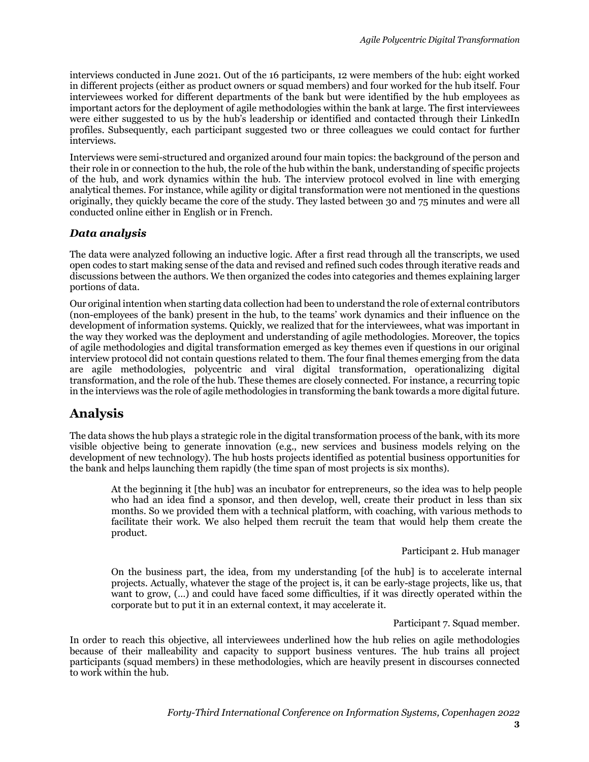interviews conducted in June 2021. Out of the 16 participants, 12 were members of the hub: eight worked in different projects (either as product owners or squad members) and four worked for the hub itself. Four interviewees worked for different departments of the bank but were identified by the hub employees as important actors for the deployment of agile methodologies within the bank at large. The first interviewees were either suggested to us by the hub's leadership or identified and contacted through their LinkedIn profiles. Subsequently, each participant suggested two or three colleagues we could contact for further interviews.

Interviews were semi-structured and organized around four main topics: the background of the person and their role in or connection to the hub, the role of the hub within the bank, understanding of specific projects of the hub, and work dynamics within the hub. The interview protocol evolved in line with emerging analytical themes. For instance, while agility or digital transformation were not mentioned in the questions originally, they quickly became the core of the study. They lasted between 30 and 75 minutes and were all conducted online either in English or in French.

### *Data analysis*

The data were analyzed following an inductive logic. After a first read through all the transcripts, we used open codes to start making sense of the data and revised and refined such codes through iterative reads and discussions between the authors. We then organized the codes into categories and themes explaining larger portions of data.

Our original intention when starting data collection had been to understand the role of external contributors (non-employees of the bank) present in the hub, to the teams' work dynamics and their influence on the development of information systems. Quickly, we realized that for the interviewees, what was important in the way they worked was the deployment and understanding of agile methodologies. Moreover, the topics of agile methodologies and digital transformation emerged as key themes even if questions in our original interview protocol did not contain questions related to them. The four final themes emerging from the data are agile methodologies, polycentric and viral digital transformation, operationalizing digital transformation, and the role of the hub. These themes are closely connected. For instance, a recurring topic in the interviews was the role of agile methodologies in transforming the bank towards a more digital future.

## Analysis

The data shows the hub plays a strategic role in the digital transformation process of the bank, with its more visible objective being to generate innovation (e.g., new services and business models relying on the development of new technology). The hub hosts projects identified as potential business opportunities for the bank and helps launching them rapidly (the time span of most projects is six months).

> At the beginning it [the hub] was an incubator for entrepreneurs, so the idea was to help people who had an idea find a sponsor, and then develop, well, create their product in less than six months. So we provided them with a technical platform, with coaching, with various methods to facilitate their work. We also helped them recruit the team that would help them create the product.
>
> Participant 2. Hub manager

> On the business part, the idea, from my understanding [of the hub] is to accelerate internal projects. Actually, whatever the stage of the project is, it can be early-stage projects, like us, that want to grow, (…) and could have faced some difficulties, if it was directly operated within the corporate but to put it in an external context, it may accelerate it.
>
> Participant 7. Squad member.

In order to reach this objective, all interviewees underlined how the hub relies on agile methodologies because of their malleability and capacity to support business ventures. The hub trains all project participants (squad members) in these methodologies, which are heavily present in discourses connected to work within the hub.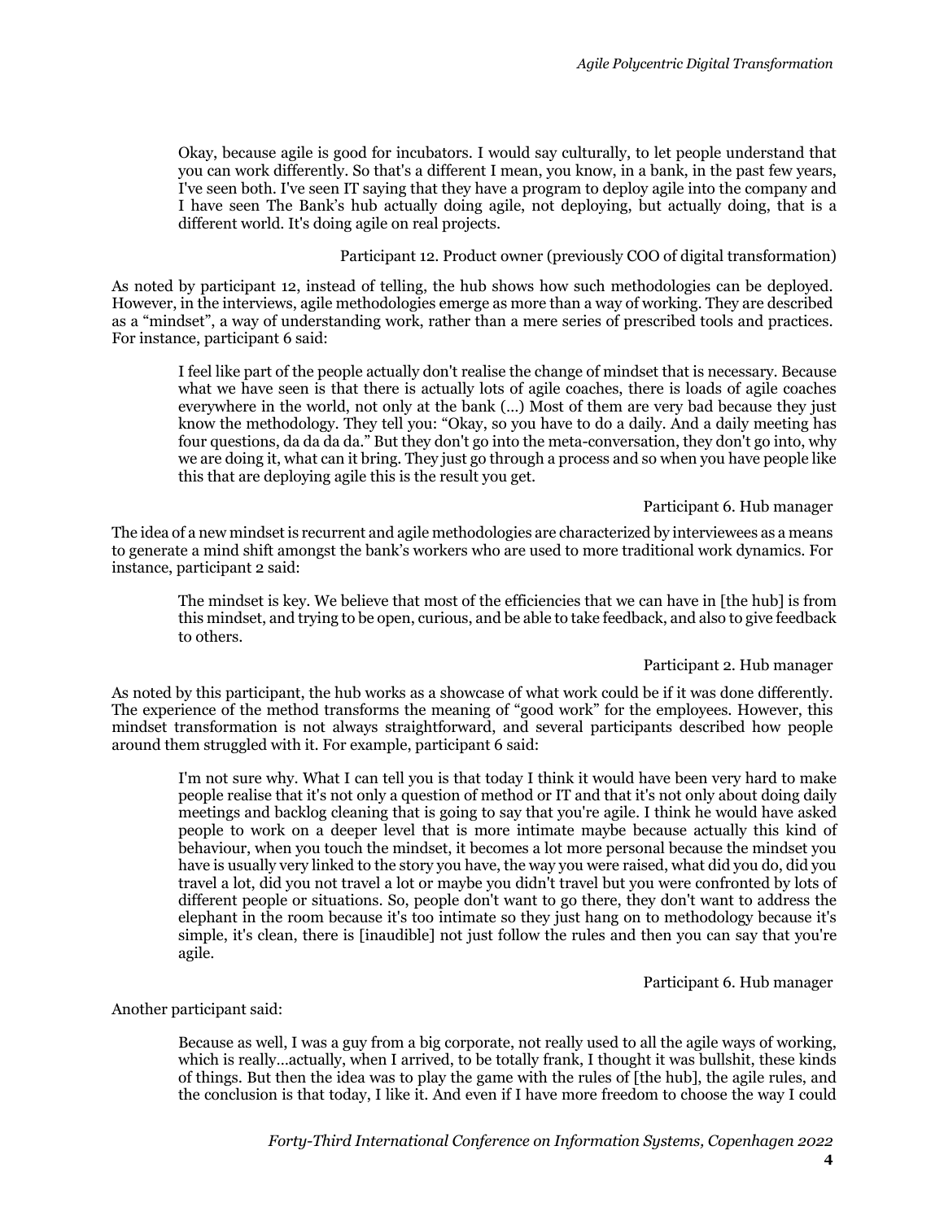> Okay, because agile is good for incubators. I would say culturally, to let people understand that you can work differently. So that's a different I mean, you know, in a bank, in the past few years, I've seen both. I've seen IT saying that they have a program to deploy agile into the company and I have seen The Bank's hub actually doing agile, not deploying, but actually doing, that is a different world. It's doing agile on real projects.
>
> Participant 12. Product owner (previously COO of digital transformation)

As noted by participant 12, instead of telling, the hub shows how such methodologies can be deployed. However, in the interviews, agile methodologies emerge as more than a way of working. They are described as a "mindset", a way of understanding work, rather than a mere series of prescribed tools and practices. For instance, participant 6 said:

> I feel like part of the people actually don't realise the change of mindset that is necessary. Because what we have seen is that there is actually lots of agile coaches, there is loads of agile coaches everywhere in the world, not only at the bank (…) Most of them are very bad because they just know the methodology. They tell you: "Okay, so you have to do a daily. And a daily meeting has four questions, da da da da." But they don't go into the meta-conversation, they don't go into, why we are doing it, what can it bring. They just go through a process and so when you have people like this that are deploying agile this is the result you get.
>
> Participant 6. Hub manager

The idea of a new mindset is recurrent and agile methodologies are characterized by interviewees as a means to generate a mind shift amongst the bank's workers who are used to more traditional work dynamics. For instance, participant 2 said:

> The mindset is key. We believe that most of the efficiencies that we can have in [the hub] is from this mindset, and trying to be open, curious, and be able to take feedback, and also to give feedback to others.
>
> Participant 2. Hub manager

As noted by this participant, the hub works as a showcase of what work could be if it was done differently. The experience of the method transforms the meaning of "good work" for the employees. However, this mindset transformation is not always straightforward, and several participants described how people around them struggled with it. For example, participant 6 said:

> I'm not sure why. What I can tell you is that today I think it would have been very hard to make people realise that it's not only a question of method or IT and that it's not only about doing daily meetings and backlog cleaning that is going to say that you're agile. I think he would have asked people to work on a deeper level that is more intimate maybe because actually this kind of behaviour, when you touch the mindset, it becomes a lot more personal because the mindset you have is usually very linked to the story you have, the way you were raised, what did you do, did you travel a lot, did you not travel a lot or maybe you didn't travel but you were confronted by lots of different people or situations. So, people don't want to go there, they don't want to address the elephant in the room because it's too intimate so they just hang on to methodology because it's simple, it's clean, there is [inaudible] not just follow the rules and then you can say that you're agile.
>
> Participant 6. Hub manager

Another participant said:

> Because as well, I was a guy from a big corporate, not really used to all the agile ways of working, which is really…actually, when I arrived, to be totally frank, I thought it was bullshit, these kinds of things. But then the idea was to play the game with the rules of [the hub], the agile rules, and the conclusion is that today, I like it. And even if I have more freedom to choose the way I could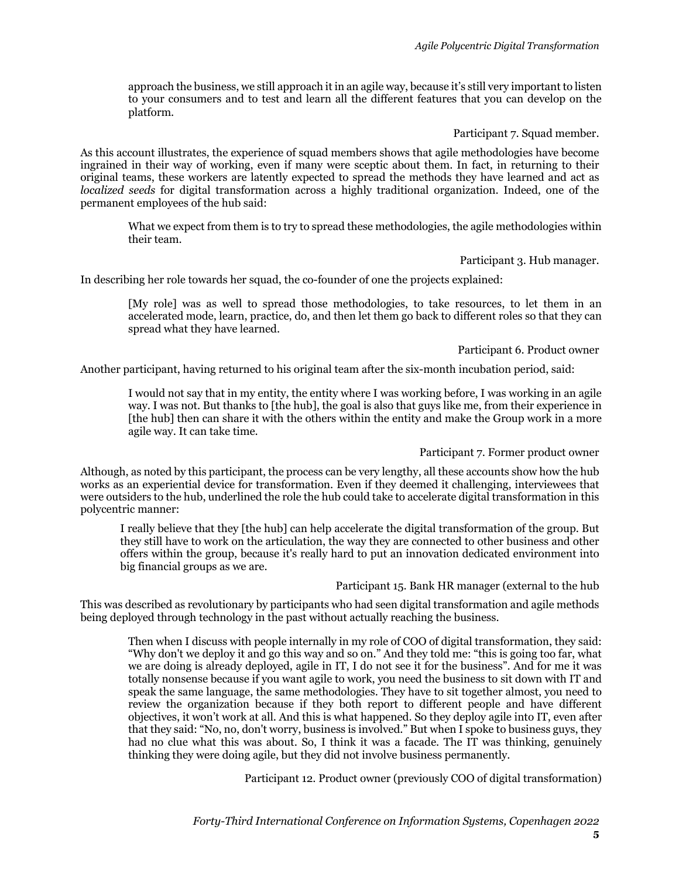approach the business, we still approach it in an agile way, because it's still very important to listen to your consumers and to test and learn all the different features that you can develop on the platform.

> Participant 7. Squad member.

As this account illustrates, the experience of squad members shows that agile methodologies have become ingrained in their way of working, even if many were sceptic about them. In fact, in returning to their original teams, these workers are latently expected to spread the methods they have learned and act as *localized seeds* for digital transformation across a highly traditional organization. Indeed, one of the permanent employees of the hub said:

> What we expect from them is to try to spread these methodologies, the agile methodologies within their team.
>
> Participant 3. Hub manager.

In describing her role towards her squad, the co-founder of one the projects explained:

> [My role] was as well to spread those methodologies, to take resources, to let them in an accelerated mode, learn, practice, do, and then let them go back to different roles so that they can spread what they have learned.
>
> Participant 6. Product owner

Another participant, having returned to his original team after the six-month incubation period, said:

> I would not say that in my entity, the entity where I was working before, I was working in an agile way. I was not. But thanks to [the hub], the goal is also that guys like me, from their experience in [the hub] then can share it with the others within the entity and make the Group work in a more agile way. It can take time.
>
> Participant 7. Former product owner

Although, as noted by this participant, the process can be very lengthy, all these accounts show how the hub works as an experiential device for transformation. Even if they deemed it challenging, interviewees that were outsiders to the hub, underlined the role the hub could take to accelerate digital transformation in this polycentric manner:

> I really believe that they [the hub] can help accelerate the digital transformation of the group. But they still have to work on the articulation, the way they are connected to other business and other offers within the group, because it's really hard to put an innovation dedicated environment into big financial groups as we are.
>
> Participant 15. Bank HR manager (external to the hub

This was described as revolutionary by participants who had seen digital transformation and agile methods being deployed through technology in the past without actually reaching the business.

> Then when I discuss with people internally in my role of COO of digital transformation, they said: "Why don't we deploy it and go this way and so on." And they told me: "this is going too far, what we are doing is already deployed, agile in IT, I do not see it for the business". And for me it was totally nonsense because if you want agile to work, you need the business to sit down with IT and speak the same language, the same methodologies. They have to sit together almost, you need to review the organization because if they both report to different people and have different objectives, it won't work at all. And this is what happened. So they deploy agile into IT, even after that they said: "No, no, don't worry, business is involved." But when I spoke to business guys, they had no clue what this was about. So, I think it was a facade. The IT was thinking, genuinely thinking they were doing agile, but they did not involve business permanently.
>
> Participant 12. Product owner (previously COO of digital transformation)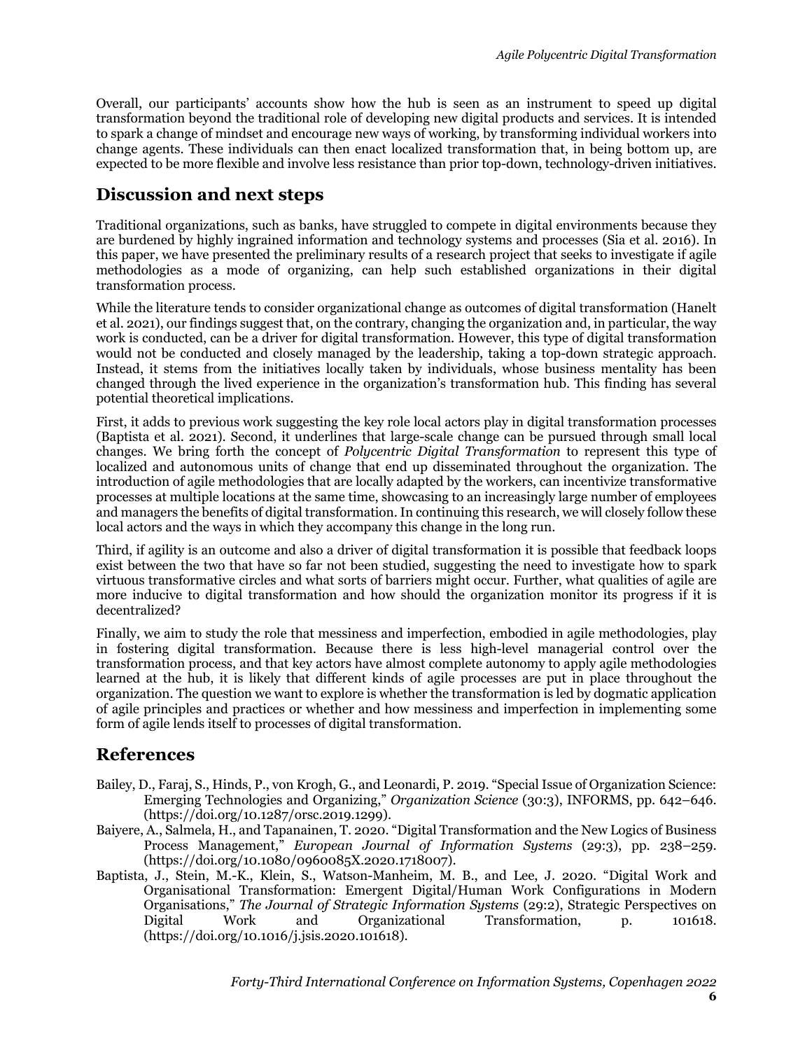Overall, our participants' accounts show how the hub is seen as an instrument to speed up digital transformation beyond the traditional role of developing new digital products and services. It is intended to spark a change of mindset and encourage new ways of working, by transforming individual workers into change agents. These individuals can then enact localized transformation that, in being bottom up, are expected to be more flexible and involve less resistance than prior top-down, technology-driven initiatives.

## Discussion and next steps

Traditional organizations, such as banks, have struggled to compete in digital environments because they are burdened by highly ingrained information and technology systems and processes (Sia et al. 2016). In this paper, we have presented the preliminary results of a research project that seeks to investigate if agile methodologies as a mode of organizing, can help such established organizations in their digital transformation process.

While the literature tends to consider organizational change as outcomes of digital transformation (Hanelt et al. 2021), our findings suggest that, on the contrary, changing the organization and, in particular, the way work is conducted, can be a driver for digital transformation. However, this type of digital transformation would not be conducted and closely managed by the leadership, taking a top-down strategic approach. Instead, it stems from the initiatives locally taken by individuals, whose business mentality has been changed through the lived experience in the organization's transformation hub. This finding has several potential theoretical implications.

First, it adds to previous work suggesting the key role local actors play in digital transformation processes (Baptista et al. 2021). Second, it underlines that large-scale change can be pursued through small local changes. We bring forth the concept of *Polycentric Digital Transformation* to represent this type of localized and autonomous units of change that end up disseminated throughout the organization. The introduction of agile methodologies that are locally adapted by the workers, can incentivize transformative processes at multiple locations at the same time, showcasing to an increasingly large number of employees and managers the benefits of digital transformation. In continuing this research, we will closely follow these local actors and the ways in which they accompany this change in the long run.

Third, if agility is an outcome and also a driver of digital transformation it is possible that feedback loops exist between the two that have so far not been studied, suggesting the need to investigate how to spark virtuous transformative circles and what sorts of barriers might occur. Further, what qualities of agile are more inducive to digital transformation and how should the organization monitor its progress if it is decentralized?

Finally, we aim to study the role that messiness and imperfection, embodied in agile methodologies, play in fostering digital transformation. Because there is less high-level managerial control over the transformation process, and that key actors have almost complete autonomy to apply agile methodologies learned at the hub, it is likely that different kinds of agile processes are put in place throughout the organization. The question we want to explore is whether the transformation is led by dogmatic application of agile principles and practices or whether and how messiness and imperfection in implementing some form of agile lends itself to processes of digital transformation.

## References

Bailey, D., Faraj, S., Hinds, P., von Krogh, G., and Leonardi, P. 2019. "Special Issue of Organization Science: Emerging Technologies and Organizing," *Organization Science* (30:3), INFORMS, pp. 642–646. (https://doi.org/10.1287/orsc.2019.1299).

Baiyere, A., Salmela, H., and Tapanainen, T. 2020. "Digital Transformation and the New Logics of Business Process Management," *European Journal of Information Systems* (29:3), pp. 238–259. (https://doi.org/10.1080/0960085X.2020.1718007).

Baptista, J., Stein, M.-K., Klein, S., Watson-Manheim, M. B., and Lee, J. 2020. "Digital Work and Organisational Transformation: Emergent Digital/Human Work Configurations in Modern Organisations," *The Journal of Strategic Information Systems* (29:2), Strategic Perspectives on Digital Work and Organizational Transformation, p. 101618. (https://doi.org/10.1016/j.jsis.2020.101618).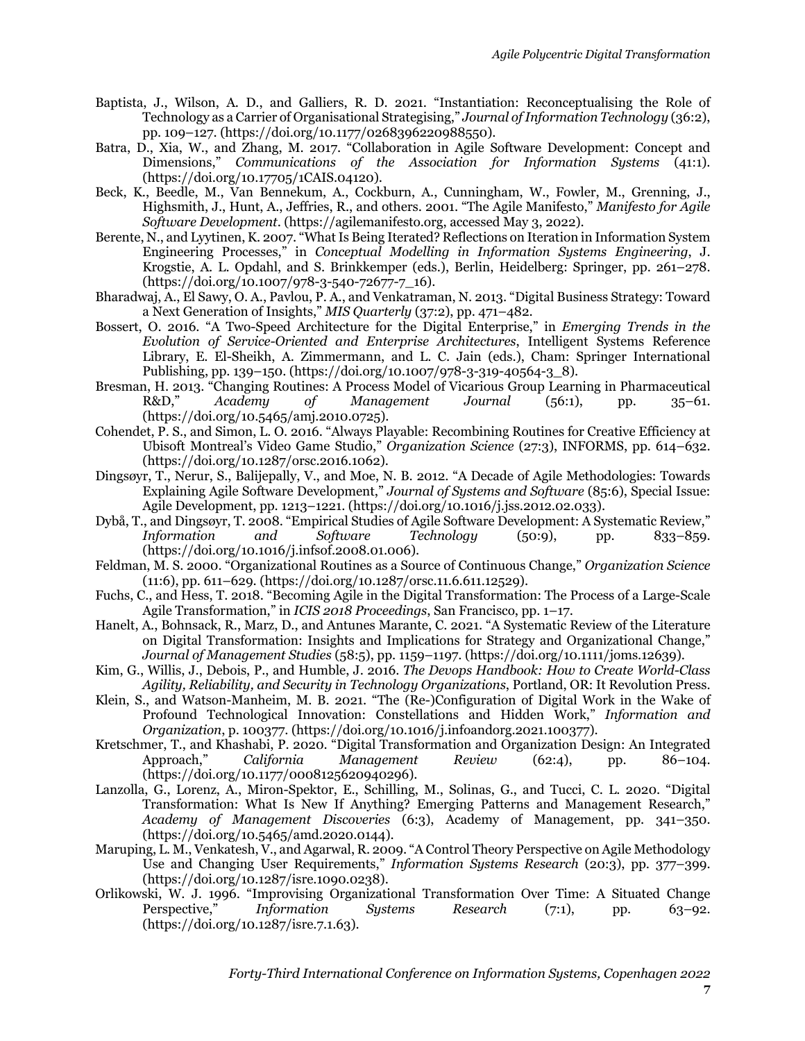Baptista, J., Wilson, A. D., and Galliers, R. D. 2021. "Instantiation: Reconceptualising the Role of Technology as a Carrier of Organisational Strategising," *Journal of Information Technology* (36:2), pp. 109–127. (https://doi.org/10.1177/0268396220988550).

Batra, D., Xia, W., and Zhang, M. 2017. "Collaboration in Agile Software Development: Concept and Dimensions," *Communications of the Association for Information Systems* (41:1). (https://doi.org/10.17705/1CAIS.04120).

Beck, K., Beedle, M., Van Bennekum, A., Cockburn, A., Cunningham, W., Fowler, M., Grenning, J., Highsmith, J., Hunt, A., Jeffries, R., and others. 2001. "The Agile Manifesto," *Manifesto for Agile Software Development*. (https://agilemanifesto.org, accessed May 3, 2022).

Berente, N., and Lyytinen, K. 2007. "What Is Being Iterated? Reflections on Iteration in Information System Engineering Processes," in *Conceptual Modelling in Information Systems Engineering*, J. Krogstie, A. L. Opdahl, and S. Brinkkemper (eds.), Berlin, Heidelberg: Springer, pp. 261–278. (https://doi.org/10.1007/978-3-540-72677-7_16).

Bharadwaj, A., El Sawy, O. A., Pavlou, P. A., and Venkatraman, N. 2013. "Digital Business Strategy: Toward a Next Generation of Insights," *MIS Quarterly* (37:2), pp. 471–482.

Bossert, O. 2016. "A Two-Speed Architecture for the Digital Enterprise," in *Emerging Trends in the Evolution of Service-Oriented and Enterprise Architectures*, Intelligent Systems Reference Library, E. El-Sheikh, A. Zimmermann, and L. C. Jain (eds.), Cham: Springer International Publishing, pp. 139–150. (https://doi.org/10.1007/978-3-319-40564-3_8).

Bresman, H. 2013. "Changing Routines: A Process Model of Vicarious Group Learning in Pharmaceutical R&D," *Academy of Management Journal* (56:1), pp. 35–61. (https://doi.org/10.5465/amj.2010.0725).

Cohendet, P. S., and Simon, L. O. 2016. "Always Playable: Recombining Routines for Creative Efficiency at Ubisoft Montreal's Video Game Studio," *Organization Science* (27:3), INFORMS, pp. 614–632. (https://doi.org/10.1287/orsc.2016.1062).

Dingsøyr, T., Nerur, S., Balijepally, V., and Moe, N. B. 2012. "A Decade of Agile Methodologies: Towards Explaining Agile Software Development," *Journal of Systems and Software* (85:6), Special Issue: Agile Development, pp. 1213–1221. (https://doi.org/10.1016/j.jss.2012.02.033).

Dybå, T., and Dingsøyr, T. 2008. "Empirical Studies of Agile Software Development: A Systematic Review," *Information and Software Technology* (50:9), pp. 833–859. (https://doi.org/10.1016/j.infsof.2008.01.006).

Feldman, M. S. 2000. "Organizational Routines as a Source of Continuous Change," *Organization Science* (11:6), pp. 611–629. (https://doi.org/10.1287/orsc.11.6.611.12529).

Fuchs, C., and Hess, T. 2018. "Becoming Agile in the Digital Transformation: The Process of a Large-Scale Agile Transformation," in *ICIS 2018 Proceedings*, San Francisco, pp. 1–17.

Hanelt, A., Bohnsack, R., Marz, D., and Antunes Marante, C. 2021. "A Systematic Review of the Literature on Digital Transformation: Insights and Implications for Strategy and Organizational Change," *Journal of Management Studies* (58:5), pp. 1159–1197. (https://doi.org/10.1111/joms.12639).

Kim, G., Willis, J., Debois, P., and Humble, J. 2016. *The Devops Handbook: How to Create World-Class Agility, Reliability, and Security in Technology Organizations*, Portland, OR: It Revolution Press.

Klein, S., and Watson-Manheim, M. B. 2021. "The (Re-)Configuration of Digital Work in the Wake of Profound Technological Innovation: Constellations and Hidden Work," *Information and Organization*, p. 100377. (https://doi.org/10.1016/j.infoandorg.2021.100377).

Kretschmer, T., and Khashabi, P. 2020. "Digital Transformation and Organization Design: An Integrated Approach," *California Management Review* (62:4), pp. 86–104. (https://doi.org/10.1177/0008125620940296).

Lanzolla, G., Lorenz, A., Miron-Spektor, E., Schilling, M., Solinas, G., and Tucci, C. L. 2020. "Digital Transformation: What Is New If Anything? Emerging Patterns and Management Research," *Academy of Management Discoveries* (6:3), Academy of Management, pp. 341–350. (https://doi.org/10.5465/amd.2020.0144).

Maruping, L. M., Venkatesh, V., and Agarwal, R. 2009. "A Control Theory Perspective on Agile Methodology Use and Changing User Requirements," *Information Systems Research* (20:3), pp. 377–399. (https://doi.org/10.1287/isre.1090.0238).

Orlikowski, W. J. 1996. "Improvising Organizational Transformation Over Time: A Situated Change Perspective," *Information Systems Research* (7:1), pp. 63–92. (https://doi.org/10.1287/isre.7.1.63).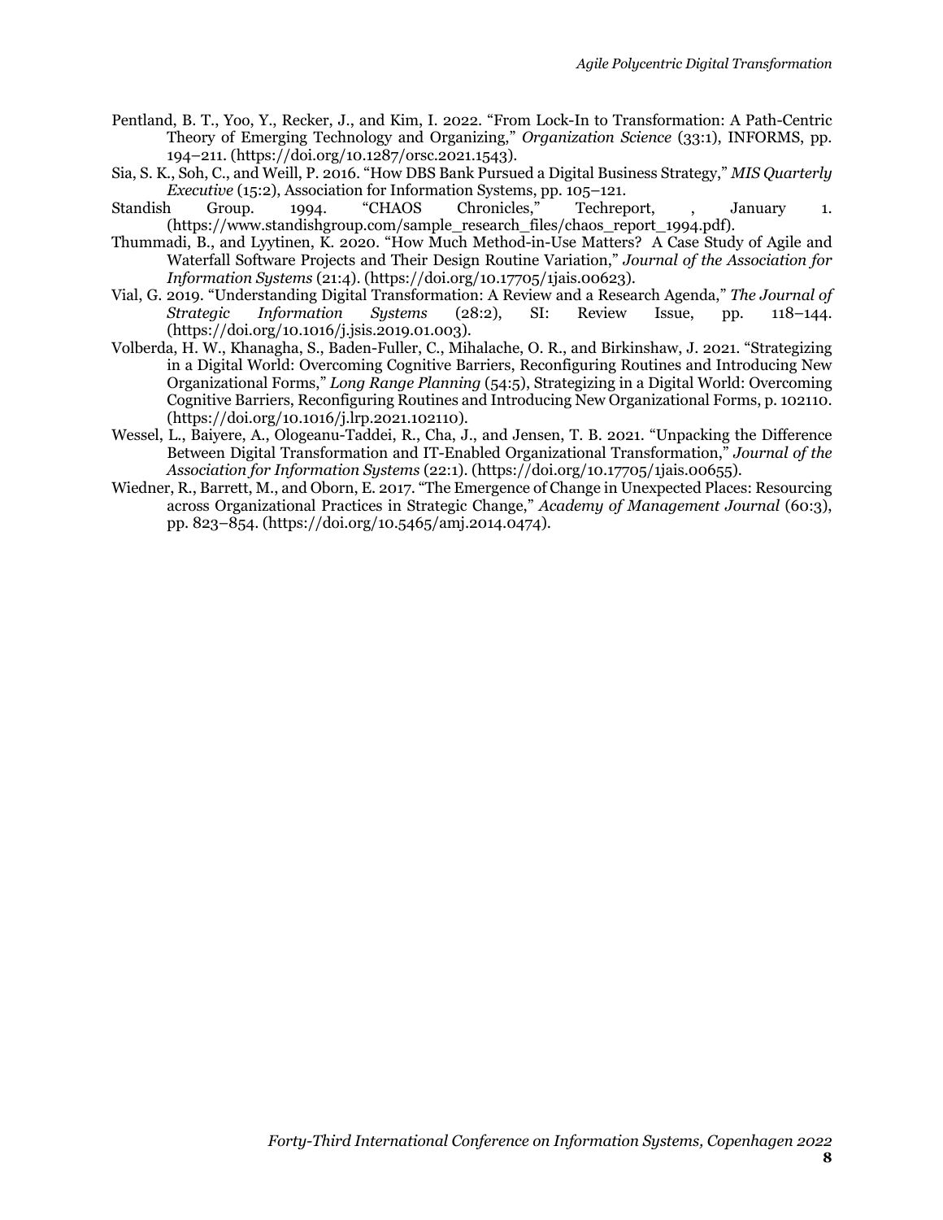Pentland, B. T., Yoo, Y., Recker, J., and Kim, I. 2022. "From Lock-In to Transformation: A Path-Centric Theory of Emerging Technology and Organizing," *Organization Science* (33:1), INFORMS, pp. 194–211. (https://doi.org/10.1287/orsc.2021.1543).

Sia, S. K., Soh, C., and Weill, P. 2016. "How DBS Bank Pursued a Digital Business Strategy," *MIS Quarterly Executive* (15:2), Association for Information Systems, pp. 105–121.

Standish Group. 1994. "CHAOS Chronicles," Techreport, , January 1. (https://www.standishgroup.com/sample_research_files/chaos_report_1994.pdf).

Thummadi, B., and Lyytinen, K. 2020. "How Much Method-in-Use Matters? A Case Study of Agile and Waterfall Software Projects and Their Design Routine Variation," *Journal of the Association for Information Systems* (21:4). (https://doi.org/10.17705/1jais.00623).

Vial, G. 2019. "Understanding Digital Transformation: A Review and a Research Agenda," *The Journal of Strategic Information Systems* (28:2), SI: Review Issue, pp. 118–144. (https://doi.org/10.1016/j.jsis.2019.01.003).

Volberda, H. W., Khanagha, S., Baden-Fuller, C., Mihalache, O. R., and Birkinshaw, J. 2021. "Strategizing in a Digital World: Overcoming Cognitive Barriers, Reconfiguring Routines and Introducing New Organizational Forms," *Long Range Planning* (54:5), Strategizing in a Digital World: Overcoming Cognitive Barriers, Reconfiguring Routines and Introducing New Organizational Forms, p. 102110. (https://doi.org/10.1016/j.lrp.2021.102110).

Wessel, L., Baiyere, A., Ologeanu-Taddei, R., Cha, J., and Jensen, T. B. 2021. "Unpacking the Difference Between Digital Transformation and IT-Enabled Organizational Transformation," *Journal of the Association for Information Systems* (22:1). (https://doi.org/10.17705/1jais.00655).

Wiedner, R., Barrett, M., and Oborn, E. 2017. "The Emergence of Change in Unexpected Places: Resourcing across Organizational Practices in Strategic Change," *Academy of Management Journal* (60:3), pp. 823–854. (https://doi.org/10.5465/amj.2014.0474).